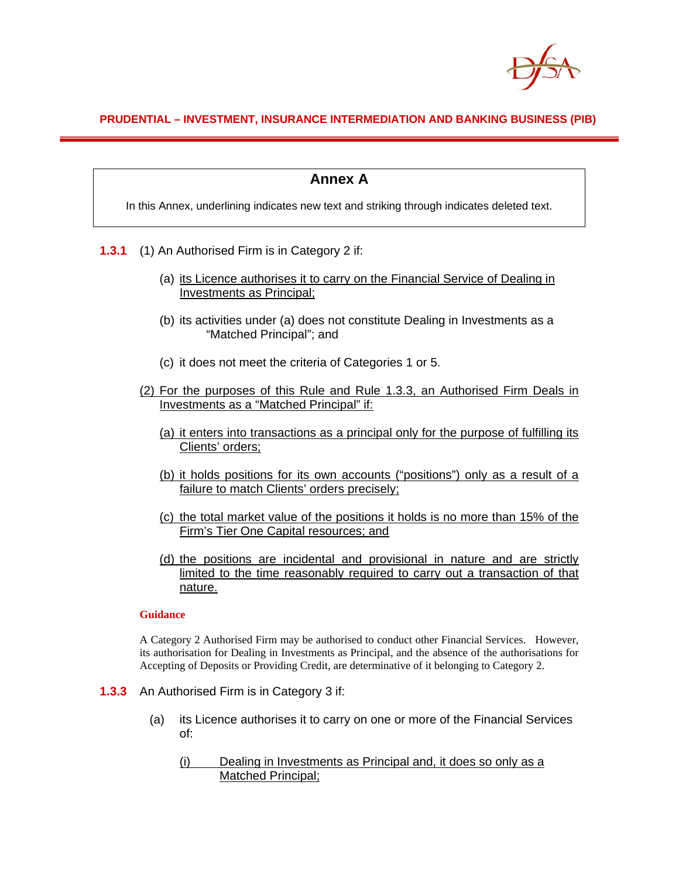PRUDENTIAL – INVESTMENT, INSURANCE INTERMEDIATION AND BANKING BUSINESS (PIB)

## Annex A

In this Annex, underlining indicates new text and striking through indicates deleted text.

**1.3.1** (1) An Authorised Firm is in Category 2 if:

(a) <u>its Licence authorises it to carry on the Financial Service of Dealing in Investments as Principal;</u>

(b) its activities under (a) does not constitute Dealing in Investments as a "Matched Principal"; and

(c) it does not meet the criteria of Categories 1 or 5.

<u>(2) For the purposes of this Rule and Rule 1.3.3, an Authorised Firm Deals in Investments as a "Matched Principal" if:</u>

<u>(a) it enters into transactions as a principal only for the purpose of fulfilling its Clients' orders;</u>

<u>(b) it holds positions for its own accounts ("positions") only as a result of a failure to match Clients' orders precisely;</u>

<u>(c) the total market value of the positions it holds is no more than 15% of the Firm's Tier One Capital resources; and</u>

<u>(d) the positions are incidental and provisional in nature and are strictly limited to the time reasonably required to carry out a transaction of that nature.</u>

**Guidance**

A Category 2 Authorised Firm may be authorised to conduct other Financial Services. However, its authorisation for Dealing in Investments as Principal, and the absence of the authorisations for Accepting of Deposits or Providing Credit, are determinative of it belonging to Category 2.

**1.3.3** An Authorised Firm is in Category 3 if:

(a) its Licence authorises it to carry on one or more of the Financial Services of:

<u>(i) Dealing in Investments as Principal and, it does so only as a Matched Principal;</u>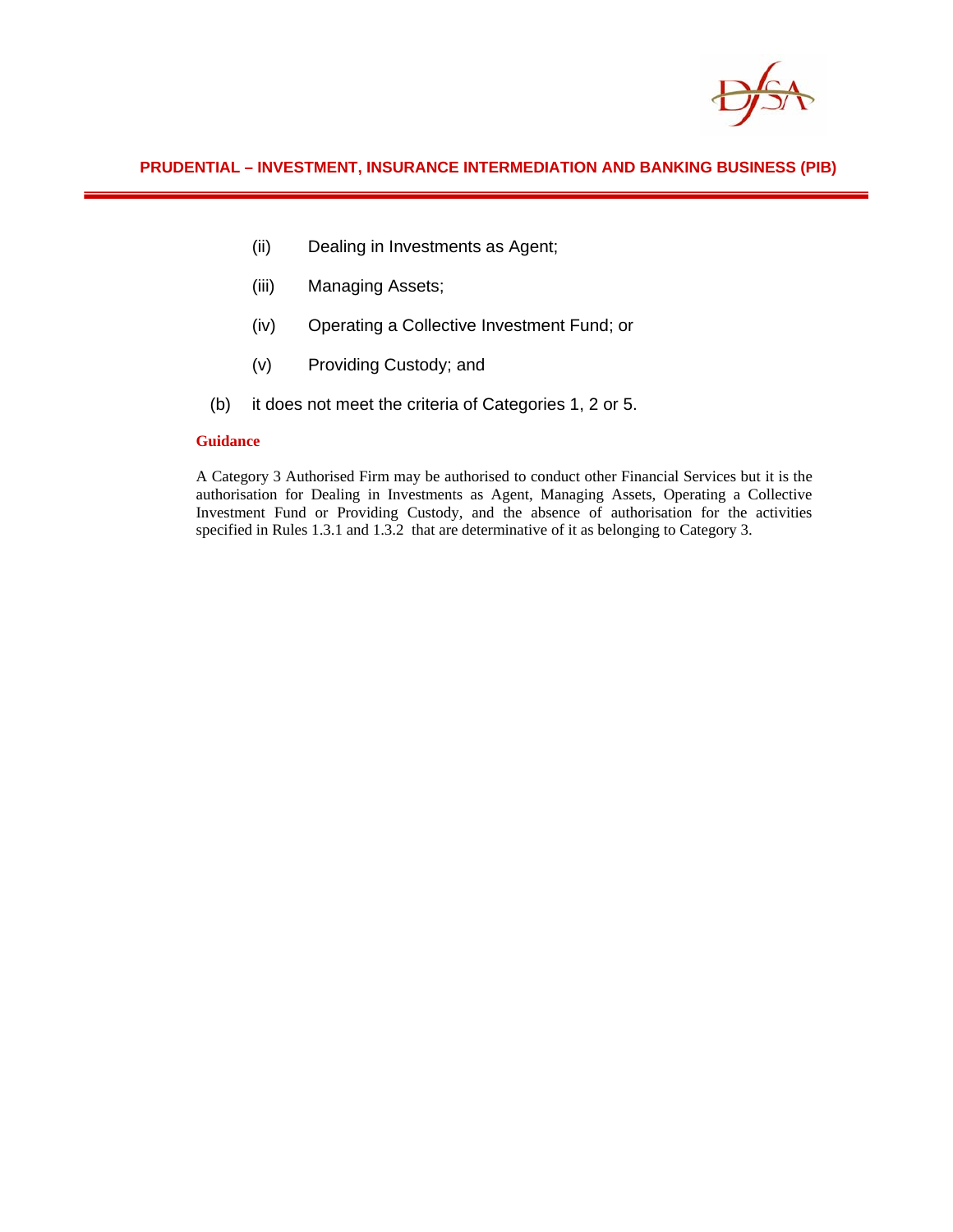(ii) Dealing in Investments as Agent;

(iii) Managing Assets;

(iv) Operating a Collective Investment Fund; or

(v) Providing Custody; and

(b) it does not meet the criteria of Categories 1, 2 or 5.

**Guidance**

A Category 3 Authorised Firm may be authorised to conduct other Financial Services but it is the authorisation for Dealing in Investments as Agent, Managing Assets, Operating a Collective Investment Fund or Providing Custody, and the absence of authorisation for the activities specified in Rules 1.3.1 and 1.3.2 that are determinative of it as belonging to Category 3.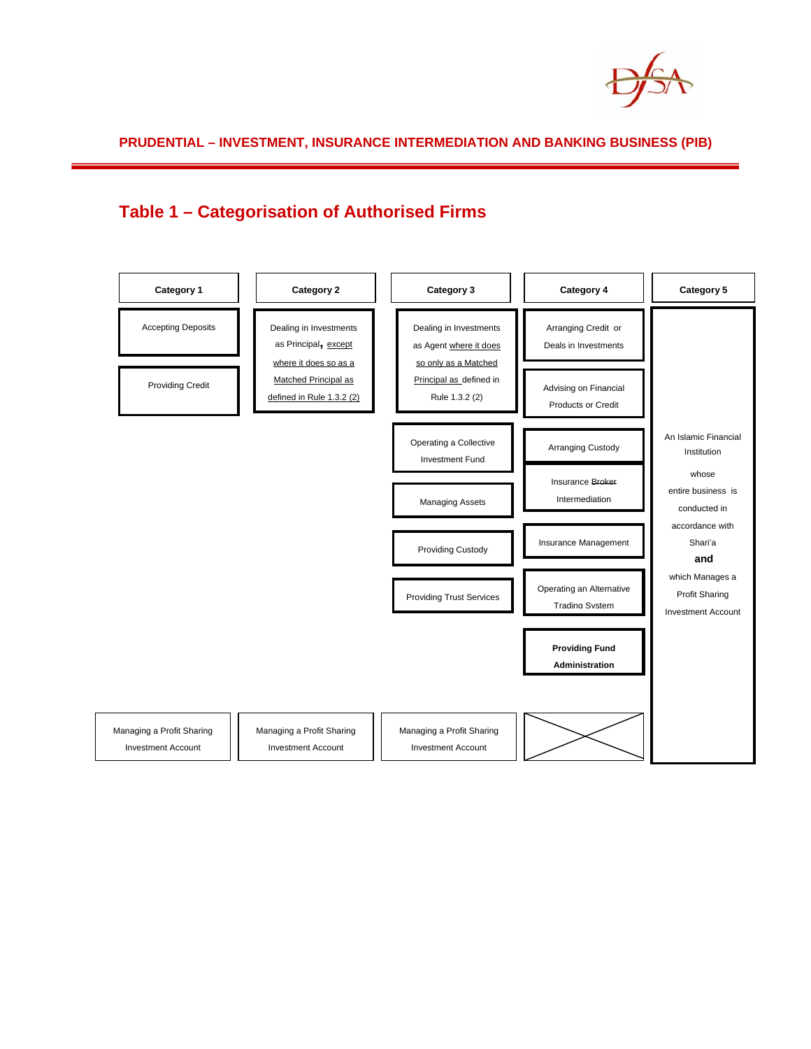PRUDENTIAL – INVESTMENT, INSURANCE INTERMEDIATION AND BANKING BUSINESS (PIB)

## Table 1 – Categorisation of Authorised Firms

| Category 1 | Category 2 | Category 3 | Category 4 | Category 5 |
|---|---|---|---|---|
| Accepting Deposits | Dealing in Investments as Principal, except where it does so as a Matched Principal as defined in Rule 1.3.2 (2) | Dealing in Investments as Agent where it does so only as a Matched Principal as defined in Rule 1.3.2 (2) | Arranging Credit or Deals in Investments | An Islamic Financial Institution whose entire business is conducted in accordance with Shari'a **and** which Manages a Profit Sharing Investment Account |
| Providing Credit | | | Advising on Financial Products or Credit | |
| | | Operating a Collective Investment Fund | Arranging Custody | |
| | | Managing Assets | Insurance ~~Broker~~ Intermediation | |
| | | Providing Custody | Insurance Management | |
| | | Providing Trust Services | Operating an Alternative Trading System | |
| | | | **Providing Fund Administration** | |
| Managing a Profit Sharing Investment Account | Managing a Profit Sharing Investment Account | Managing a Profit Sharing Investment Account | X | |